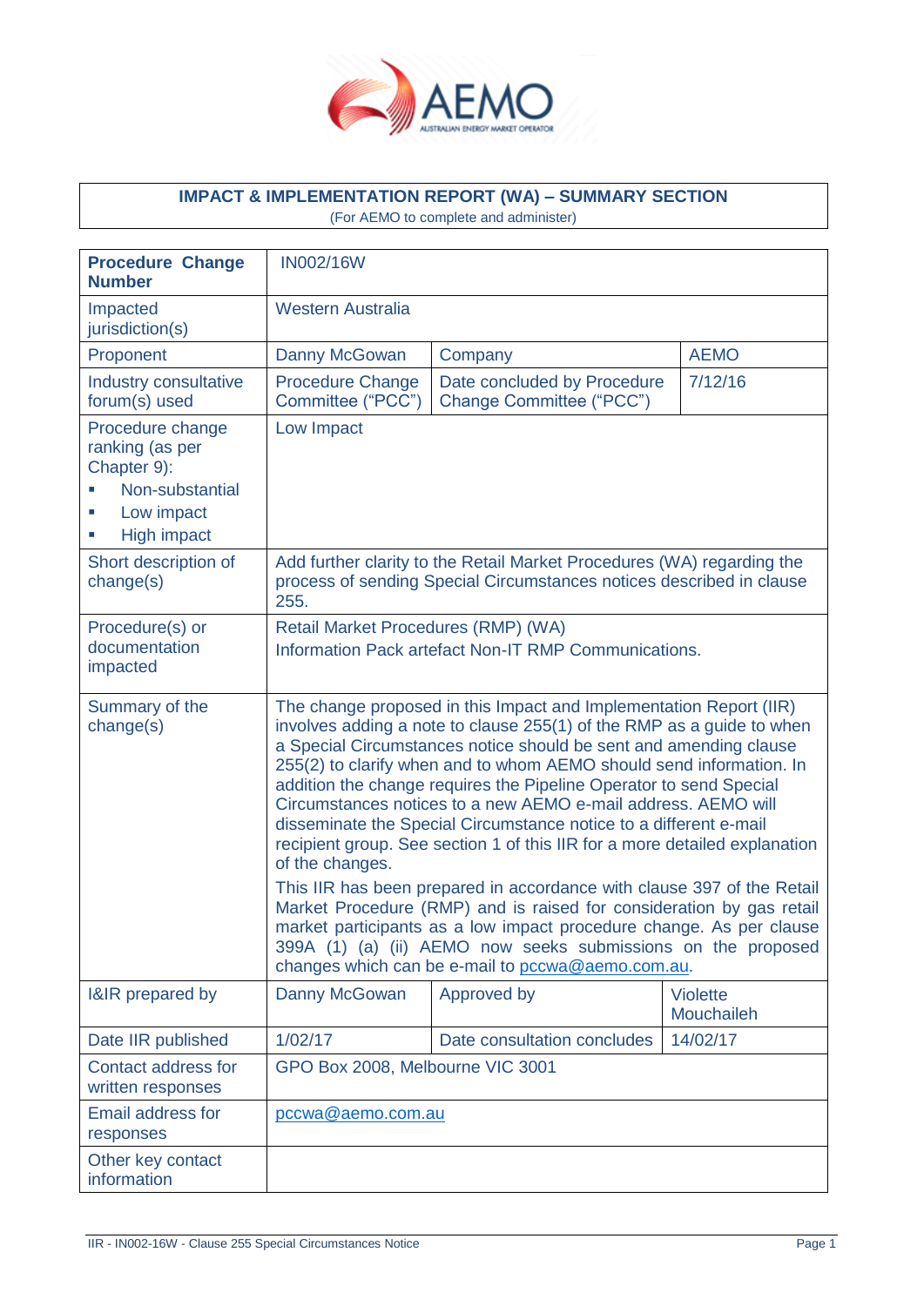**IMPACT & IMPLEMENTATION REPORT (WA) – SUMMARY SECTION**

(For AEMO to complete and administer)

| **Procedure Change Number** | IN002/16W | | |
|---|---|---|---|
| Impacted jurisdiction(s) | Western Australia | | |
| Proponent | Danny McGowan | Company | AEMO |
| Industry consultative forum(s) used | Procedure Change Committee ("PCC") | Date concluded by Procedure Change Committee ("PCC") | 7/12/16 |
| Procedure change ranking (as per Chapter 9): <br>▪ Non-substantial <br>▪ Low impact <br>▪ High impact | Low Impact | | |
| Short description of change(s) | Add further clarity to the Retail Market Procedures (WA) regarding the process of sending Special Circumstances notices described in clause 255. | | |
| Procedure(s) or documentation impacted | Retail Market Procedures (RMP) (WA) <br>Information Pack artefact Non-IT RMP Communications. | | |
| Summary of the change(s) | The change proposed in this Impact and Implementation Report (IIR) involves adding a note to clause 255(1) of the RMP as a guide to when a Special Circumstances notice should be sent and amending clause 255(2) to clarify when and to whom AEMO should send information. In addition the change requires the Pipeline Operator to send Special Circumstances notices to a new AEMO e-mail address. AEMO will disseminate the Special Circumstance notice to a different e-mail recipient group. See section 1 of this IIR for a more detailed explanation of the changes. <br>This IIR has been prepared in accordance with clause 397 of the Retail Market Procedure (RMP) and is raised for consideration by gas retail market participants as a low impact procedure change. As per clause 399A (1) (a) (ii) AEMO now seeks submissions on the proposed changes which can be e-mail to pccwa@aemo.com.au. | | |
| I&IR prepared by | Danny McGowan | Approved by | Violette Mouchaileh |
| Date IIR published | 1/02/17 | Date consultation concludes | 14/02/17 |
| Contact address for written responses | GPO Box 2008, Melbourne VIC 3001 | | |
| Email address for responses | pccwa@aemo.com.au | | |
| Other key contact information | | | |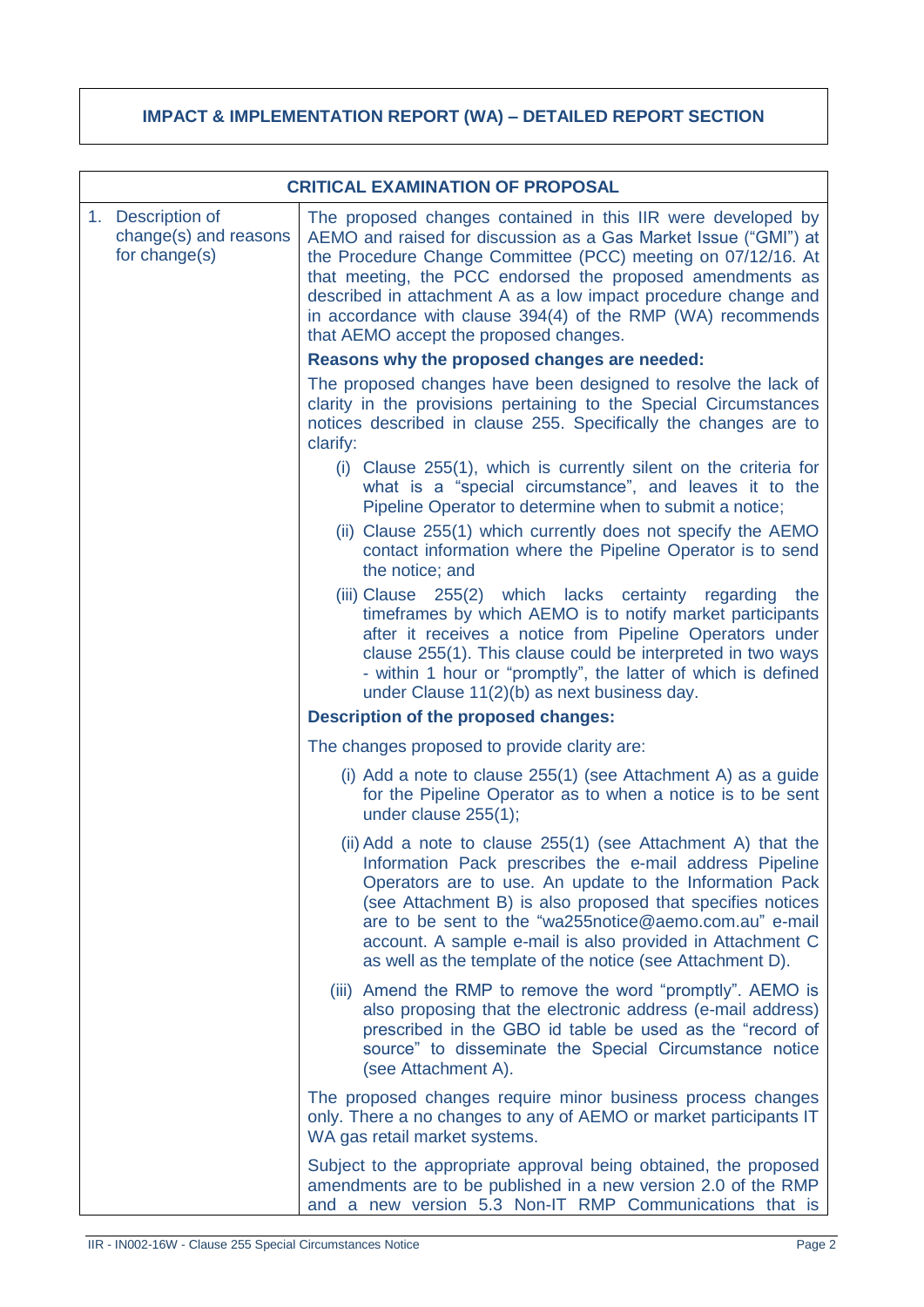**IMPACT & IMPLEMENTATION REPORT (WA) – DETAILED REPORT SECTION**

| CRITICAL EXAMINATION OF PROPOSAL | |
|---|---|
| 1. Description of change(s) and reasons for change(s) | The proposed changes contained in this IIR were developed by AEMO and raised for discussion as a Gas Market Issue ("GMI") at the Procedure Change Committee (PCC) meeting on 07/12/16. At that meeting, the PCC endorsed the proposed amendments as described in attachment A as a low impact procedure change and in accordance with clause 394(4) of the RMP (WA) recommends that AEMO accept the proposed changes.<br><br>**Reasons why the proposed changes are needed:**<br><br>The proposed changes have been designed to resolve the lack of clarity in the provisions pertaining to the Special Circumstances notices described in clause 255. Specifically the changes are to clarify:<br><br>(i) Clause 255(1), which is currently silent on the criteria for what is a "special circumstance", and leaves it to the Pipeline Operator to determine when to submit a notice;<br><br>(ii) Clause 255(1) which currently does not specify the AEMO contact information where the Pipeline Operator is to send the notice; and<br><br>(iii) Clause 255(2) which lacks certainty regarding the timeframes by which AEMO is to notify market participants after it receives a notice from Pipeline Operators under clause 255(1). This clause could be interpreted in two ways - within 1 hour or "promptly", the latter of which is defined under Clause 11(2)(b) as next business day.<br><br>**Description of the proposed changes:**<br><br>The changes proposed to provide clarity are:<br><br>(i) Add a note to clause 255(1) (see Attachment A) as a guide for the Pipeline Operator as to when a notice is to be sent under clause 255(1);<br><br>(ii) Add a note to clause 255(1) (see Attachment A) that the Information Pack prescribes the e-mail address Pipeline Operators are to use. An update to the Information Pack (see Attachment B) is also proposed that specifies notices are to be sent to the "wa255notice@aemo.com.au" e-mail account. A sample e-mail is also provided in Attachment C as well as the template of the notice (see Attachment D).<br><br>(iii) Amend the RMP to remove the word "promptly". AEMO is also proposing that the electronic address (e-mail address) prescribed in the GBO id table be used as the "record of source" to disseminate the Special Circumstance notice (see Attachment A).<br><br>The proposed changes require minor business process changes only. There a no changes to any of AEMO or market participants IT WA gas retail market systems.<br><br>Subject to the appropriate approval being obtained, the proposed amendments are to be published in a new version 2.0 of the RMP and a new version 5.3 Non-IT RMP Communications that is |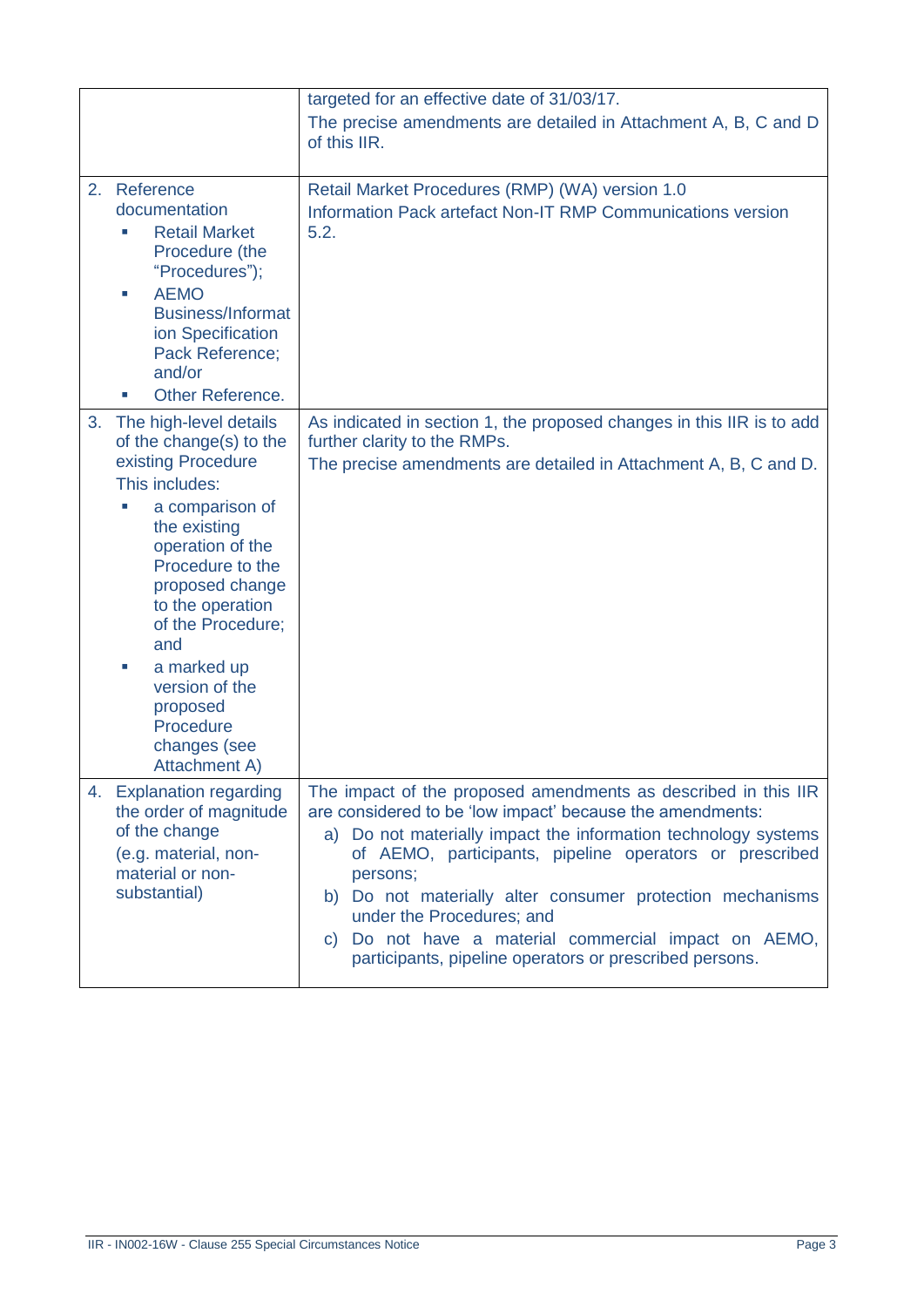| | |
|---|---|
| | targeted for an effective date of 31/03/17.<br>The precise amendments are detailed in Attachment A, B, C and D of this IIR. |
| 2. Reference documentation<br>▪ Retail Market Procedure (the "Procedures");<br>▪ AEMO Business/Information Specification Pack Reference; and/or<br>▪ Other Reference. | Retail Market Procedures (RMP) (WA) version 1.0<br>Information Pack artefact Non-IT RMP Communications version 5.2. |
| 3. The high-level details of the change(s) to the existing Procedure<br>This includes:<br>▪ a comparison of the existing operation of the Procedure to the proposed change to the operation of the Procedure; and<br>▪ a marked up version of the proposed Procedure changes (see Attachment A) | As indicated in section 1, the proposed changes in this IIR is to add further clarity to the RMPs.<br>The precise amendments are detailed in Attachment A, B, C and D. |
| 4. Explanation regarding the order of magnitude of the change<br>(e.g. material, non-material or non-substantial) | The impact of the proposed amendments as described in this IIR are considered to be 'low impact' because the amendments:<br>a) Do not materially impact the information technology systems of AEMO, participants, pipeline operators or prescribed persons;<br>b) Do not materially alter consumer protection mechanisms under the Procedures; and<br>c) Do not have a material commercial impact on AEMO, participants, pipeline operators or prescribed persons. |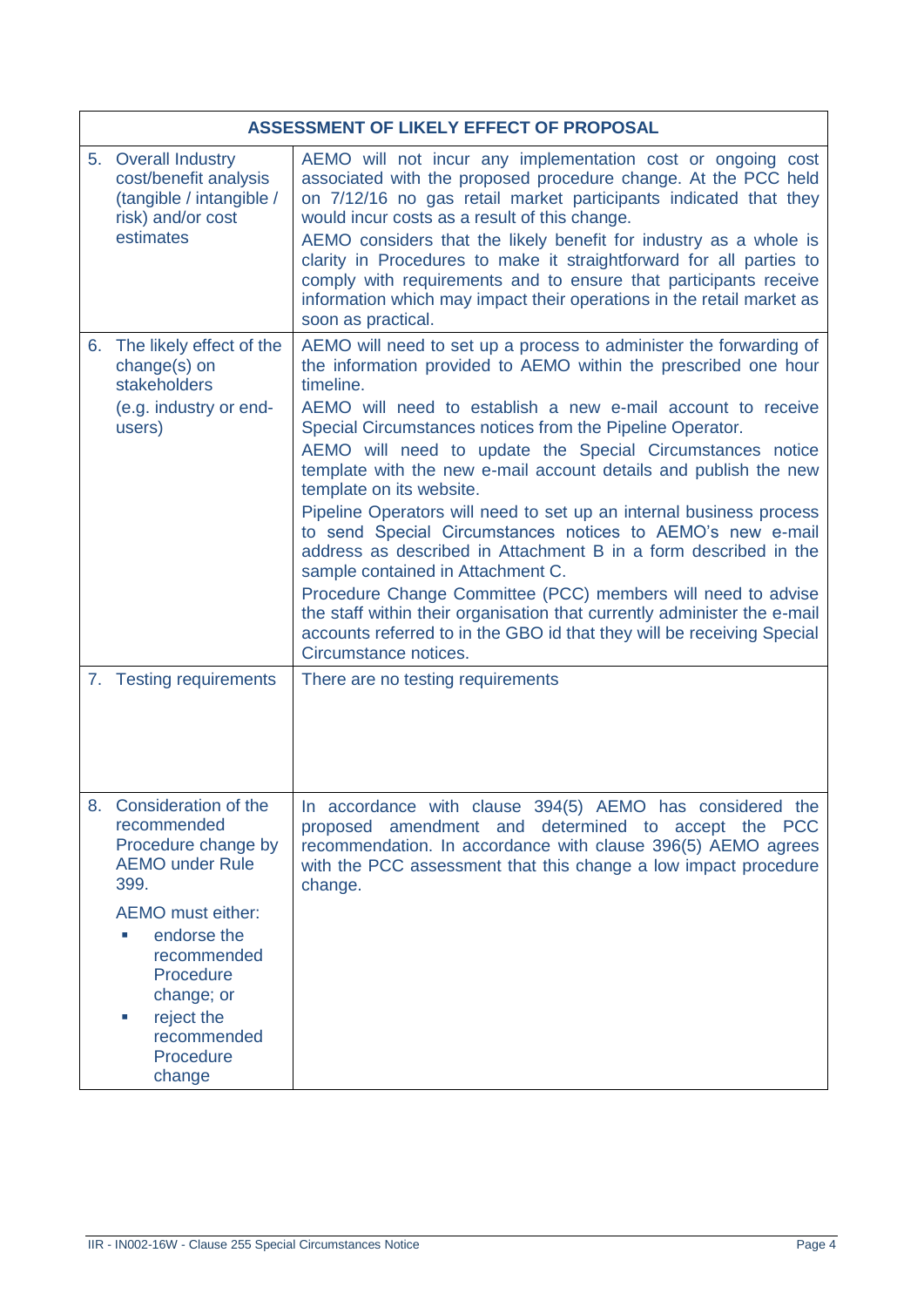| ASSESSMENT OF LIKELY EFFECT OF PROPOSAL | |
|---|---|
| 5. Overall Industry cost/benefit analysis (tangible / intangible / risk) and/or cost estimates | AEMO will not incur any implementation cost or ongoing cost associated with the proposed procedure change. At the PCC held on 7/12/16 no gas retail market participants indicated that they would incur costs as a result of this change.<br>AEMO considers that the likely benefit for industry as a whole is clarity in Procedures to make it straightforward for all parties to comply with requirements and to ensure that participants receive information which may impact their operations in the retail market as soon as practical. |
| 6. The likely effect of the change(s) on stakeholders<br>(e.g. industry or end-users) | AEMO will need to set up a process to administer the forwarding of the information provided to AEMO within the prescribed one hour timeline.<br>AEMO will need to establish a new e-mail account to receive Special Circumstances notices from the Pipeline Operator.<br>AEMO will need to update the Special Circumstances notice template with the new e-mail account details and publish the new template on its website.<br>Pipeline Operators will need to set up an internal business process to send Special Circumstances notices to AEMO's new e-mail address as described in Attachment B in a form described in the sample contained in Attachment C.<br>Procedure Change Committee (PCC) members will need to advise the staff within their organisation that currently administer the e-mail accounts referred to in the GBO id that they will be receiving Special Circumstance notices. |
| 7. Testing requirements | There are no testing requirements |
| 8. Consideration of the recommended Procedure change by AEMO under Rule 399.<br>AEMO must either:<br>- endorse the recommended Procedure change; or<br>- reject the recommended Procedure change | In accordance with clause 394(5) AEMO has considered the proposed amendment and determined to accept the PCC recommendation. In accordance with clause 396(5) AEMO agrees with the PCC assessment that this change a low impact procedure change. |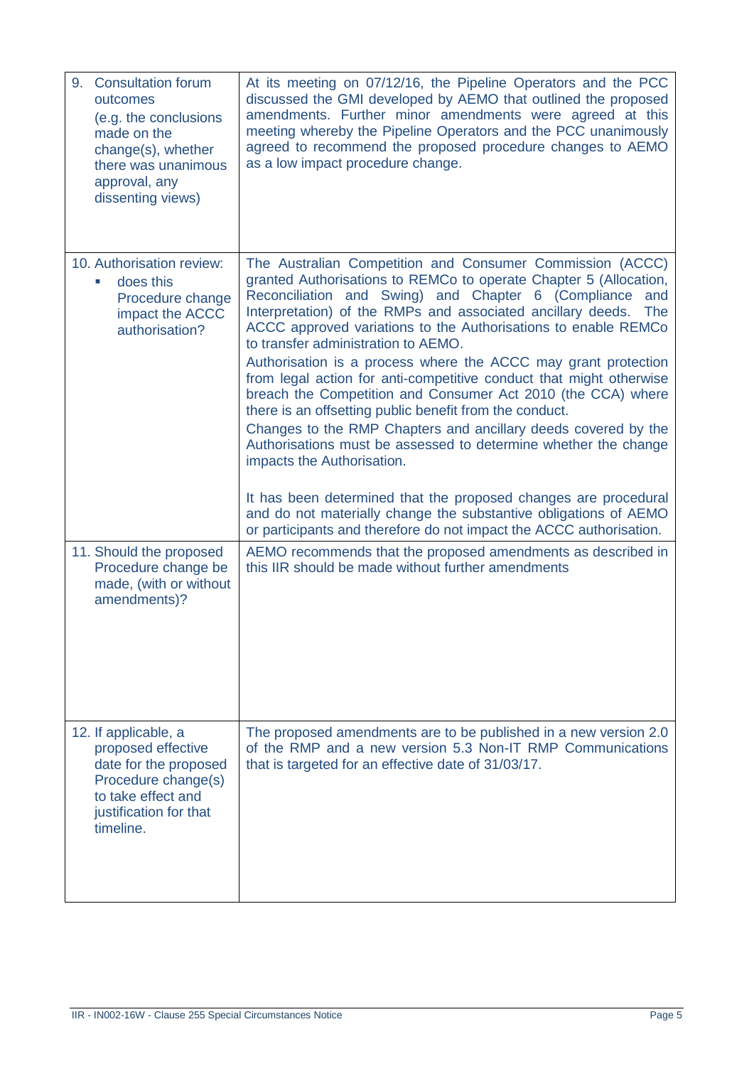| | |
|---|---|
| 9. Consultation forum outcomes (e.g. the conclusions made on the change(s), whether there was unanimous approval, any dissenting views) | At its meeting on 07/12/16, the Pipeline Operators and the PCC discussed the GMI developed by AEMO that outlined the proposed amendments. Further minor amendments were agreed at this meeting whereby the Pipeline Operators and the PCC unanimously agreed to recommend the proposed procedure changes to AEMO as a low impact procedure change. |
| 10. Authorisation review: <br>▪ does this Procedure change impact the ACCC authorisation? | The Australian Competition and Consumer Commission (ACCC) granted Authorisations to REMCo to operate Chapter 5 (Allocation, Reconciliation and Swing) and Chapter 6 (Compliance and Interpretation) of the RMPs and associated ancillary deeds. The ACCC approved variations to the Authorisations to enable REMCo to transfer administration to AEMO.<br>Authorisation is a process where the ACCC may grant protection from legal action for anti-competitive conduct that might otherwise breach the Competition and Consumer Act 2010 (the CCA) where there is an offsetting public benefit from the conduct.<br>Changes to the RMP Chapters and ancillary deeds covered by the Authorisations must be assessed to determine whether the change impacts the Authorisation.<br><br>It has been determined that the proposed changes are procedural and do not materially change the substantive obligations of AEMO or participants and therefore do not impact the ACCC authorisation. |
| 11. Should the proposed Procedure change be made, (with or without amendments)? | AEMO recommends that the proposed amendments as described in this IIR should be made without further amendments |
| 12. If applicable, a proposed effective date for the proposed Procedure change(s) to take effect and justification for that timeline. | The proposed amendments are to be published in a new version 2.0 of the RMP and a new version 5.3 Non-IT RMP Communications that is targeted for an effective date of 31/03/17. |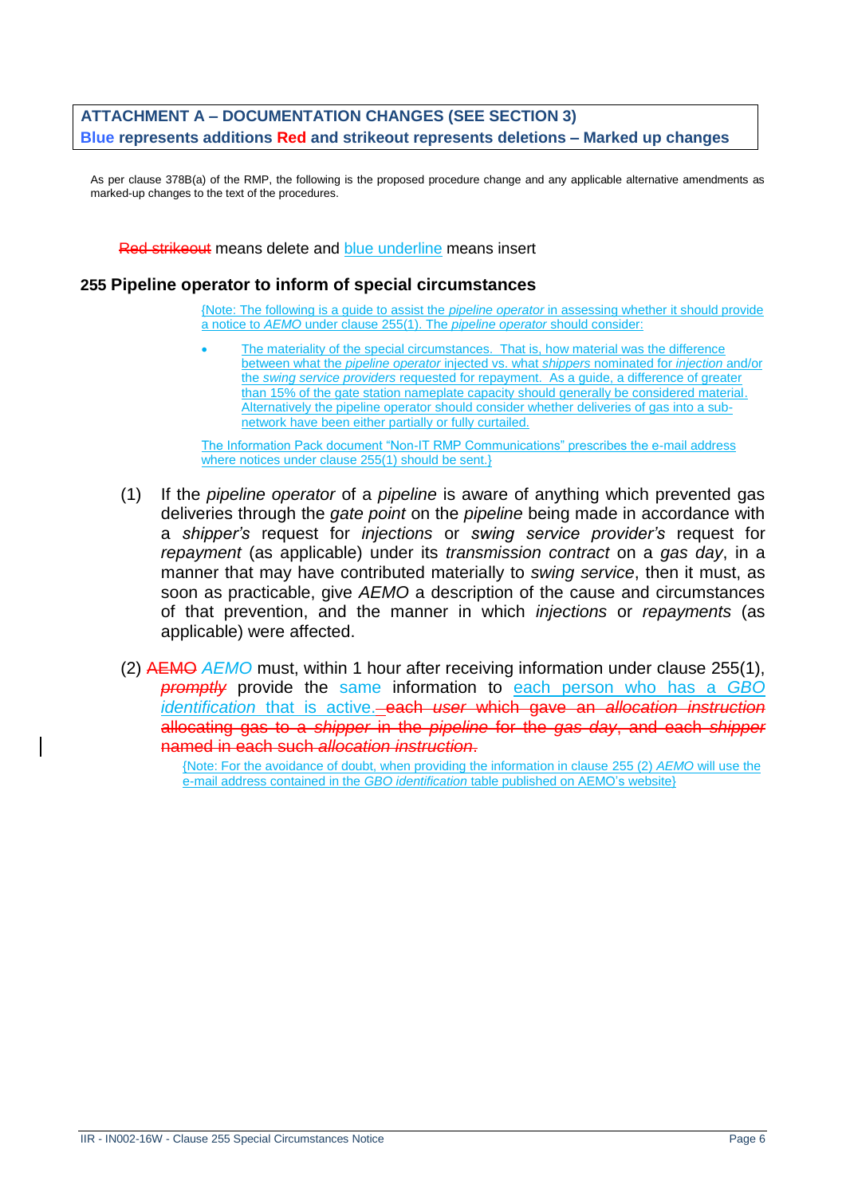**ATTACHMENT A – DOCUMENTATION CHANGES (SEE SECTION 3)**
**Blue represents additions Red and strikeout represents deletions – Marked up changes**

As per clause 378B(a) of the RMP, the following is the proposed procedure change and any applicable alternative amendments as marked-up changes to the text of the procedures.

~~Red strikeout~~ means delete and <u>blue underline</u> means insert

## 255 Pipeline operator to inform of special circumstances

<u>{Note: The following is a guide to assist the *pipeline operator* in assessing whether it should provide a notice to *AEMO* under clause 255(1). The *pipeline operator* should consider:</u>

- <u>The materiality of the special circumstances. That is, how material was the difference between what the *pipeline operator* injected vs. what *shippers* nominated for *injection* and/or the *swing service providers* requested for repayment. As a guide, a difference of greater than 15% of the gate station nameplate capacity should generally be considered material. Alternatively the pipeline operator should consider whether deliveries of gas into a sub-network have been either partially or fully curtailed.</u>

<u>The Information Pack document "Non-IT RMP Communications" prescribes the e-mail address where notices under clause 255(1) should be sent.}</u>

(1) If the *pipeline operator* of a *pipeline* is aware of anything which prevented gas deliveries through the *gate point* on the *pipeline* being made in accordance with a *shipper's* request for *injections* or *swing service provider's* request for *repayment* (as applicable) under its *transmission contract* on a *gas day*, in a manner that may have contributed materially to *swing service*, then it must, as soon as practicable, give *AEMO* a description of the cause and circumstances of that prevention, and the manner in which *injections* or *repayments* (as applicable) were affected.

(2) ~~AEMO~~ *AEMO* must, within 1 hour after receiving information under clause 255(1), ~~*promptly*~~ provide the same information to <u>each person who has a *GBO identification* that is active.</u> ~~each *user* which gave an *allocation instruction* allocating gas to a *shipper* in the *pipeline* for the *gas day*, and each *shipper* named in each such *allocation instruction*.~~

<u>{Note: For the avoidance of doubt, when providing the information in clause 255 (2) *AEMO* will use the e-mail address contained in the *GBO identification* table published on AEMO's website}</u>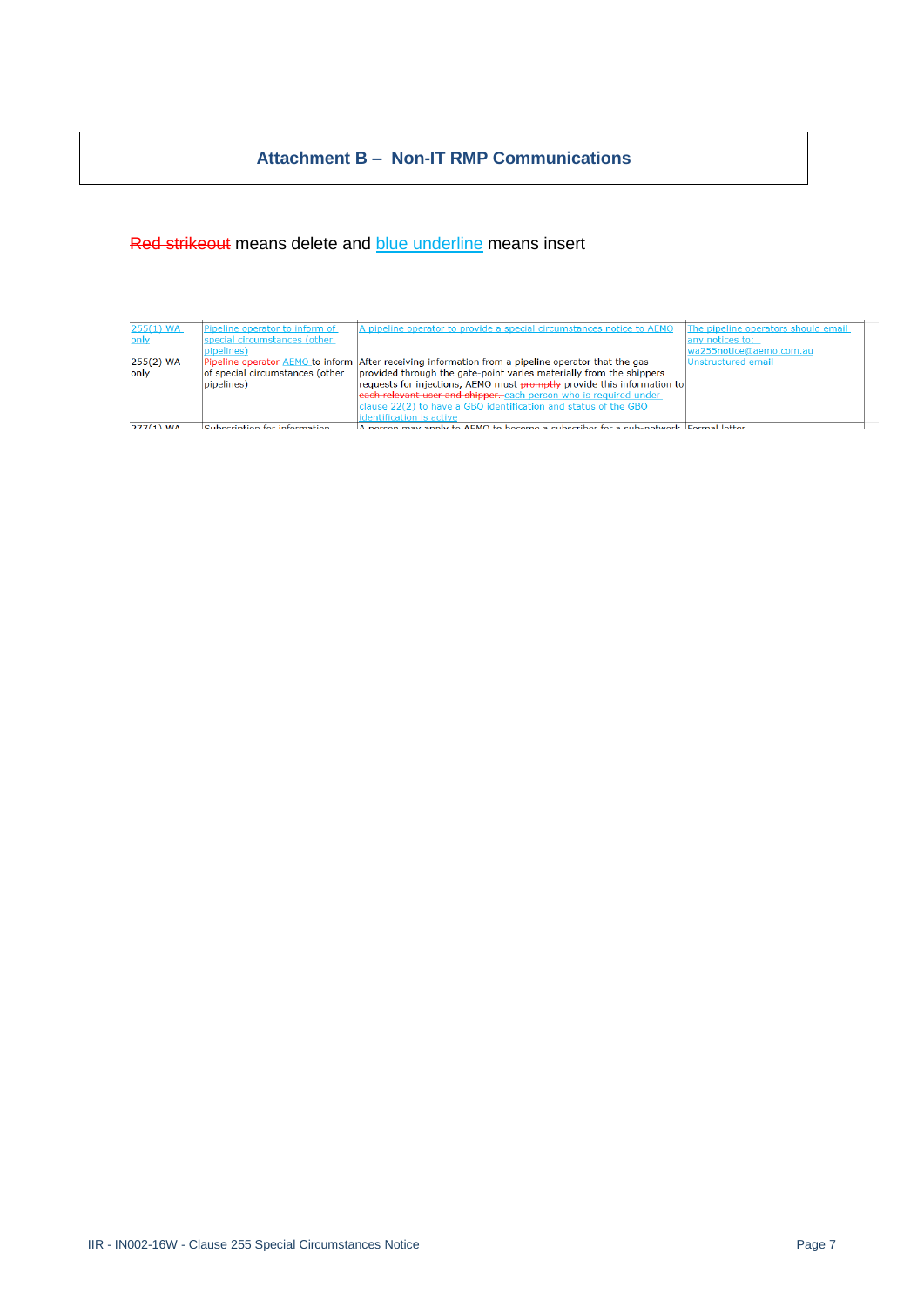# Attachment B – Non-IT RMP Communications

~~Red strikeout~~ means delete and <u>blue underline</u> means insert

| | | | |
|---|---|---|---|
| <u>255(1) WA only</u> | <u>Pipeline operator to inform of special circumstances (other pipelines)</u> | <u>A pipeline operator to provide a special circumstances notice to AEMO</u> | <u>The pipeline operators should email any notices to: wa255notice@aemo.com.au</u> |
| 255(2) WA only | ~~Pipeline operator~~ <u>AEMO</u> to inform of special circumstances (other pipelines) | After receiving information from a pipeline operator that the gas provided through the gate-point varies materially from the shippers requests for injections, AEMO must ~~promptly~~ provide this information to ~~each relevant user and shipper.~~ <u>each person who is required under clause 22(2) to have a GBO identification and status of the GBO identification is active</u> | <u>Unstructured email</u> |
| 277(1) WA | Subscription for information | A person may apply to AEMO to become a subscriber for a sub-network | Formal letter |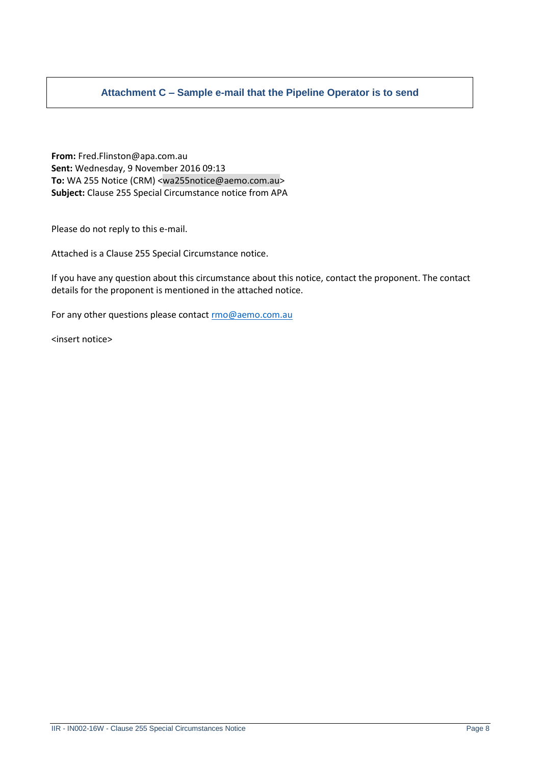## Attachment C – Sample e-mail that the Pipeline Operator is to send

**From:** Fred.Flinston@apa.com.au
**Sent:** Wednesday, 9 November 2016 09:13
**To:** WA 255 Notice (CRM) <wa255notice@aemo.com.au>
**Subject:** Clause 255 Special Circumstance notice from APA

Please do not reply to this e-mail.

Attached is a Clause 255 Special Circumstance notice.

If you have any question about this circumstance about this notice, contact the proponent. The contact details for the proponent is mentioned in the attached notice.

For any other questions please contact rmo@aemo.com.au

<insert notice>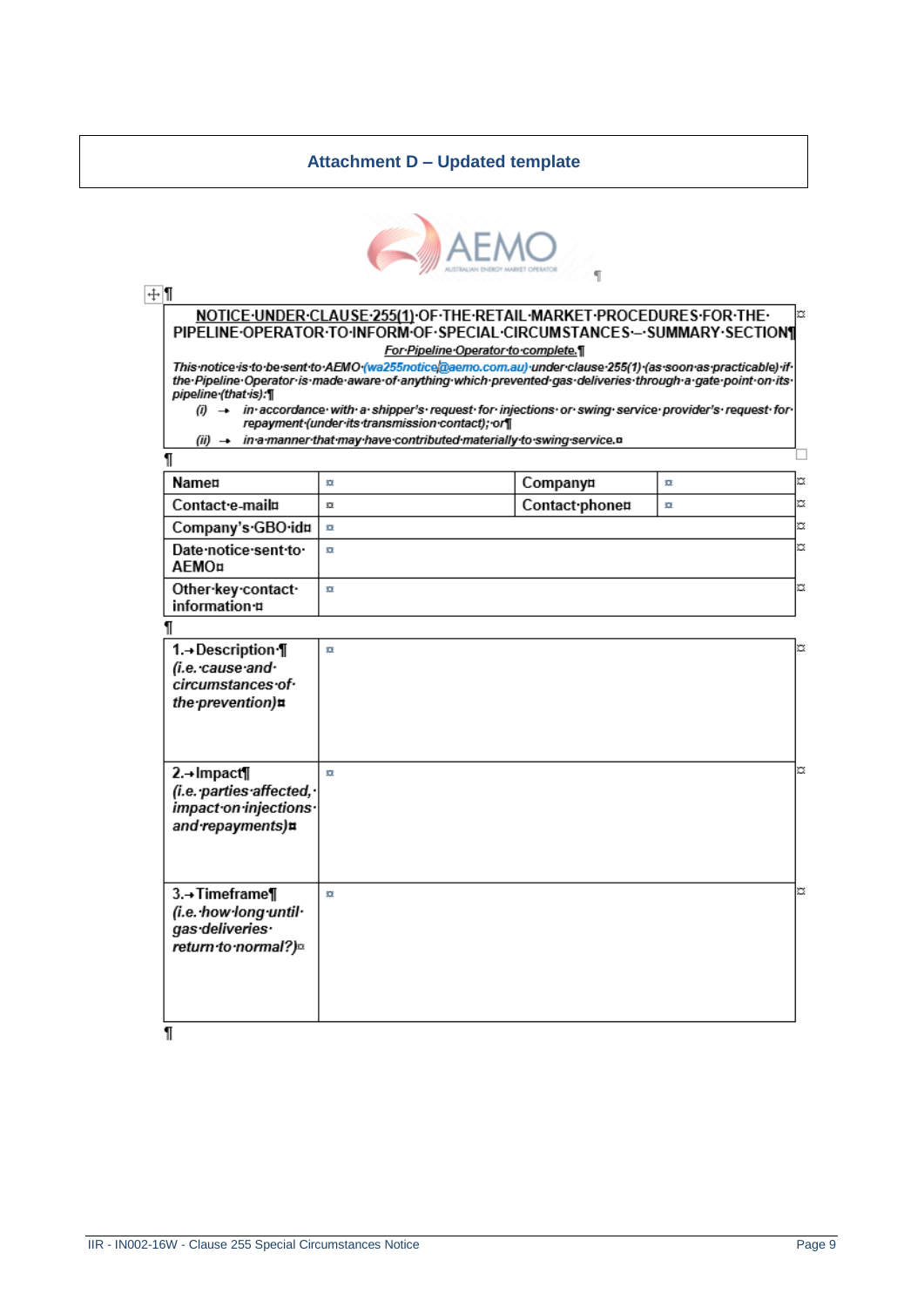## Attachment D – Updated template

AEMO
AUSTRALIAN ENERGY MARKET OPERATOR

**NOTICE UNDER CLAUSE 255(1) OF THE RETAIL MARKET PROCEDURES FOR THE PIPELINE OPERATOR TO INFORM OF SPECIAL CIRCUMSTANCES – SUMMARY SECTION**

*For Pipeline Operator to complete.*

*This notice is to be sent to AEMO (wa255notice@aemo.com.au) under clause 255(1) (as soon as practicable) if the Pipeline Operator is made aware of anything which prevented gas deliveries through a gate point on its pipeline (that is):*

*(i) in accordance with a shipper's request for injections or swing service provider's request for repayment (under its transmission contract); or*

*(ii) in a manner that may have contributed materially to swing service.*

| | | | |
|---|---|---|---|
| Name | | Company | |
| Contact e-mail | | Contact phone | |
| Company's GBO id | | | |
| Date notice sent to AEMO | | | |
| Other key contact information | | | |

| | |
|---|---|
| 1. Description<br>*(i.e. cause and circumstances of the prevention)* | |
| 2. Impact<br>*(i.e. parties affected, impact on injections and repayments)* | |
| 3. Timeframe<br>*(i.e. how long until gas deliveries return to normal?)* | |